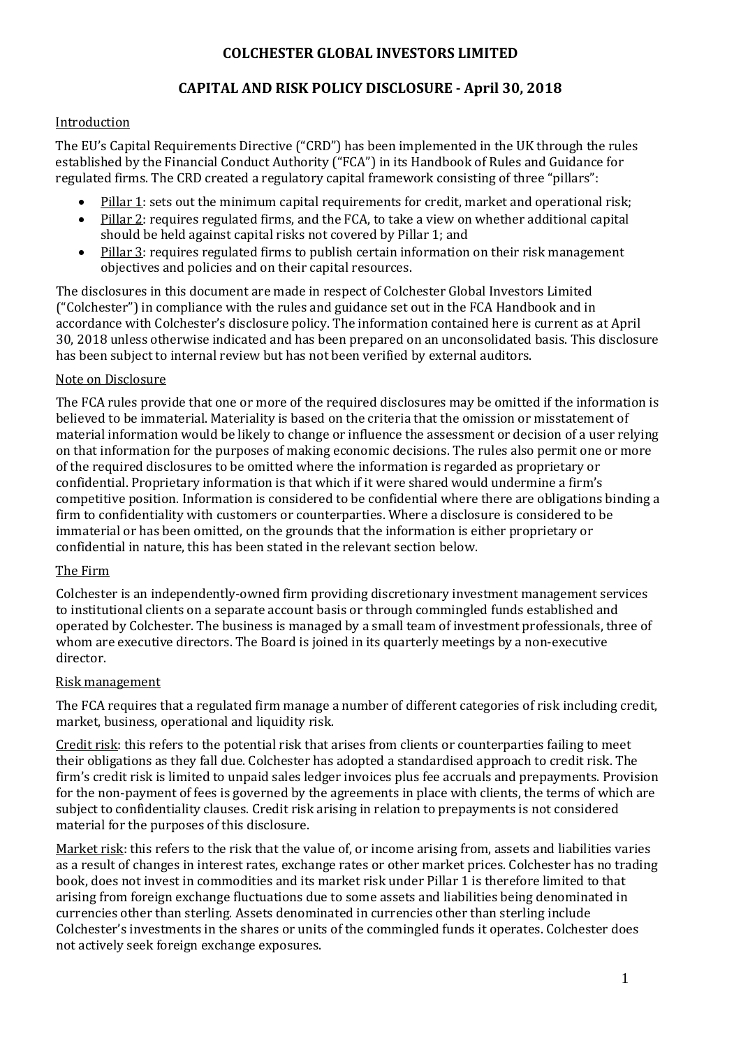# COLCHESTER GLOBAL INVESTORS LIMITED

## CAPITAL AND RISK POLICY DISCLOSURE - April 30, 2018

### Introduction

The EU's Capital Requirements Directive ("CRD") has been implemented in the UK through the rules established by the Financial Conduct Authority ("FCA") in its Handbook of Rules and Guidance for regulated firms. The CRD created a regulatory capital framework consisting of three "pillars":

- Pillar 1: sets out the minimum capital requirements for credit, market and operational risk;
- Pillar 2: requires regulated firms, and the FCA, to take a view on whether additional capital should be held against capital risks not covered by Pillar 1; and
- Pillar 3: requires regulated firms to publish certain information on their risk management objectives and policies and on their capital resources.

The disclosures in this document are made in respect of Colchester Global Investors Limited ("Colchester") in compliance with the rules and guidance set out in the FCA Handbook and in accordance with Colchester's disclosure policy. The information contained here is current as at April 30, 2018 unless otherwise indicated and has been prepared on an unconsolidated basis. This disclosure has been subject to internal review but has not been verified by external auditors.

### Note on Disclosure

The FCA rules provide that one or more of the required disclosures may be omitted if the information is believed to be immaterial. Materiality is based on the criteria that the omission or misstatement of material information would be likely to change or influence the assessment or decision of a user relying on that information for the purposes of making economic decisions. The rules also permit one or more of the required disclosures to be omitted where the information is regarded as proprietary or confidential. Proprietary information is that which if it were shared would undermine a firm's competitive position. Information is considered to be confidential where there are obligations binding a firm to confidentiality with customers or counterparties. Where a disclosure is considered to be immaterial or has been omitted, on the grounds that the information is either proprietary or confidential in nature, this has been stated in the relevant section below.

### The Firm

Colchester is an independently-owned firm providing discretionary investment management services to institutional clients on a separate account basis or through commingled funds established and operated by Colchester. The business is managed by a small team of investment professionals, three of whom are executive directors. The Board is joined in its quarterly meetings by a non-executive director.

### Risk management

The FCA requires that a regulated firm manage a number of different categories of risk including credit, market, business, operational and liquidity risk.

Credit risk: this refers to the potential risk that arises from clients or counterparties failing to meet their obligations as they fall due. Colchester has adopted a standardised approach to credit risk. The firm's credit risk is limited to unpaid sales ledger invoices plus fee accruals and prepayments. Provision for the non-payment of fees is governed by the agreements in place with clients, the terms of which are subject to confidentiality clauses. Credit risk arising in relation to prepayments is not considered material for the purposes of this disclosure.

Market risk: this refers to the risk that the value of, or income arising from, assets and liabilities varies as a result of changes in interest rates, exchange rates or other market prices. Colchester has no trading book, does not invest in commodities and its market risk under Pillar 1 is therefore limited to that arising from foreign exchange fluctuations due to some assets and liabilities being denominated in currencies other than sterling. Assets denominated in currencies other than sterling include Colchester's investments in the shares or units of the commingled funds it operates. Colchester does not actively seek foreign exchange exposures.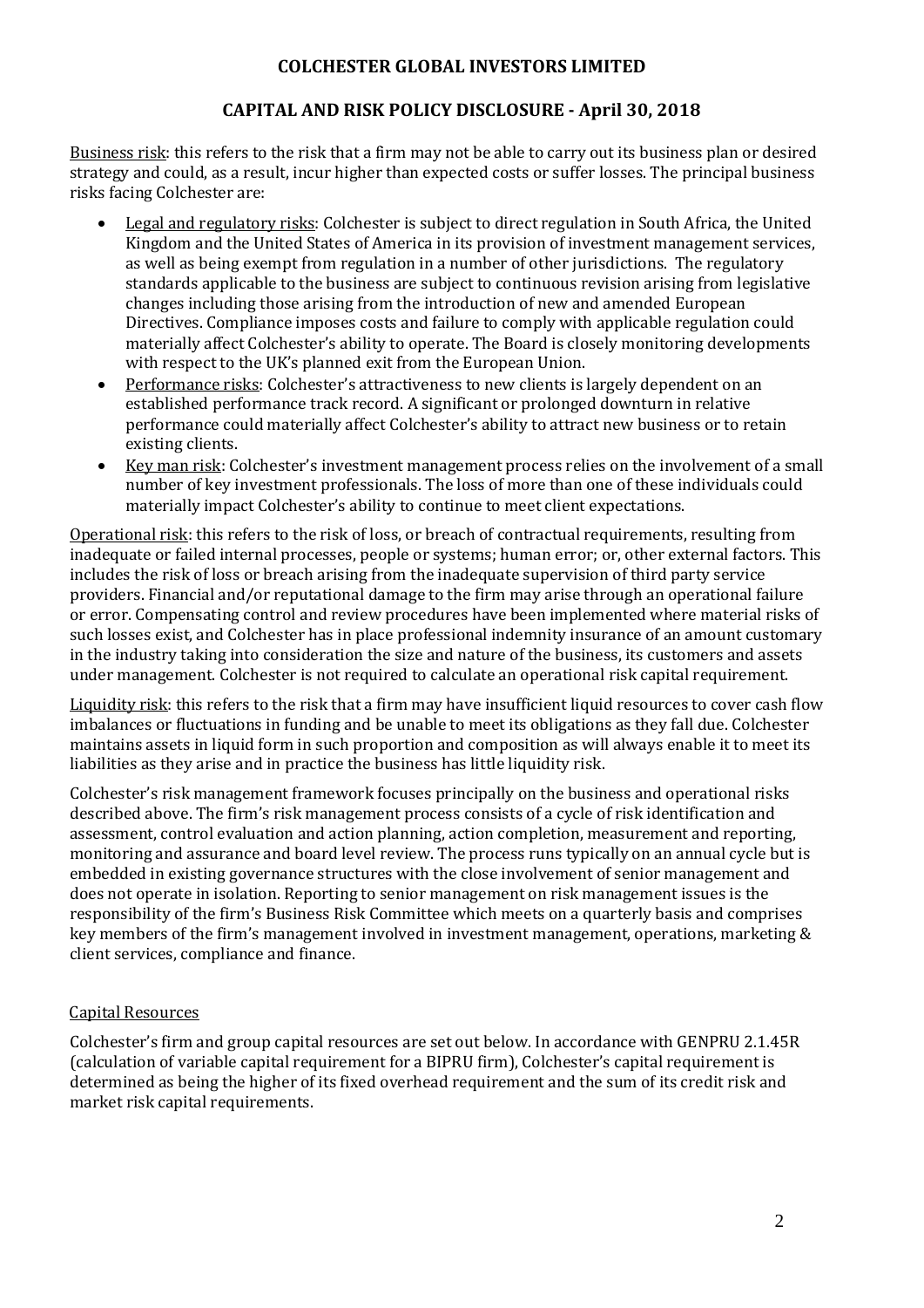Business risk: this refers to the risk that a firm may not be able to carry out its business plan or desired strategy and could, as a result, incur higher than expected costs or suffer losses. The principal business risks facing Colchester are:

- Legal and regulatory risks: Colchester is subject to direct regulation in South Africa, the United Kingdom and the United States of America in its provision of investment management services, as well as being exempt from regulation in a number of other jurisdictions. The regulatory standards applicable to the business are subject to continuous revision arising from legislative changes including those arising from the introduction of new and amended European Directives. Compliance imposes costs and failure to comply with applicable regulation could materially affect Colchester's ability to operate. The Board is closely monitoring developments with respect to the UK's planned exit from the European Union.
- Performance risks: Colchester's attractiveness to new clients is largely dependent on an established performance track record. A significant or prolonged downturn in relative performance could materially affect Colchester's ability to attract new business or to retain existing clients.
- Key man risk: Colchester's investment management process relies on the involvement of a small number of key investment professionals. The loss of more than one of these individuals could materially impact Colchester's ability to continue to meet client expectations.

Operational risk: this refers to the risk of loss, or breach of contractual requirements, resulting from inadequate or failed internal processes, people or systems; human error; or, other external factors. This includes the risk of loss or breach arising from the inadequate supervision of third party service providers. Financial and/or reputational damage to the firm may arise through an operational failure or error. Compensating control and review procedures have been implemented where material risks of such losses exist, and Colchester has in place professional indemnity insurance of an amount customary in the industry taking into consideration the size and nature of the business, its customers and assets under management. Colchester is not required to calculate an operational risk capital requirement.

Liquidity risk: this refers to the risk that a firm may have insufficient liquid resources to cover cash flow imbalances or fluctuations in funding and be unable to meet its obligations as they fall due. Colchester maintains assets in liquid form in such proportion and composition as will always enable it to meet its liabilities as they arise and in practice the business has little liquidity risk.

Colchester's risk management framework focuses principally on the business and operational risks described above. The firm's risk management process consists of a cycle of risk identification and assessment, control evaluation and action planning, action completion, measurement and reporting, monitoring and assurance and board level review. The process runs typically on an annual cycle but is embedded in existing governance structures with the close involvement of senior management and does not operate in isolation. Reporting to senior management on risk management issues is the responsibility of the firm's Business Risk Committee which meets on a quarterly basis and comprises key members of the firm's management involved in investment management, operations, marketing & client services, compliance and finance.

## Capital Resources

Colchester's firm and group capital resources are set out below. In accordance with GENPRU 2.1.45R (calculation of variable capital requirement for a BIPRU firm), Colchester's capital requirement is determined as being the higher of its fixed overhead requirement and the sum of its credit risk and market risk capital requirements.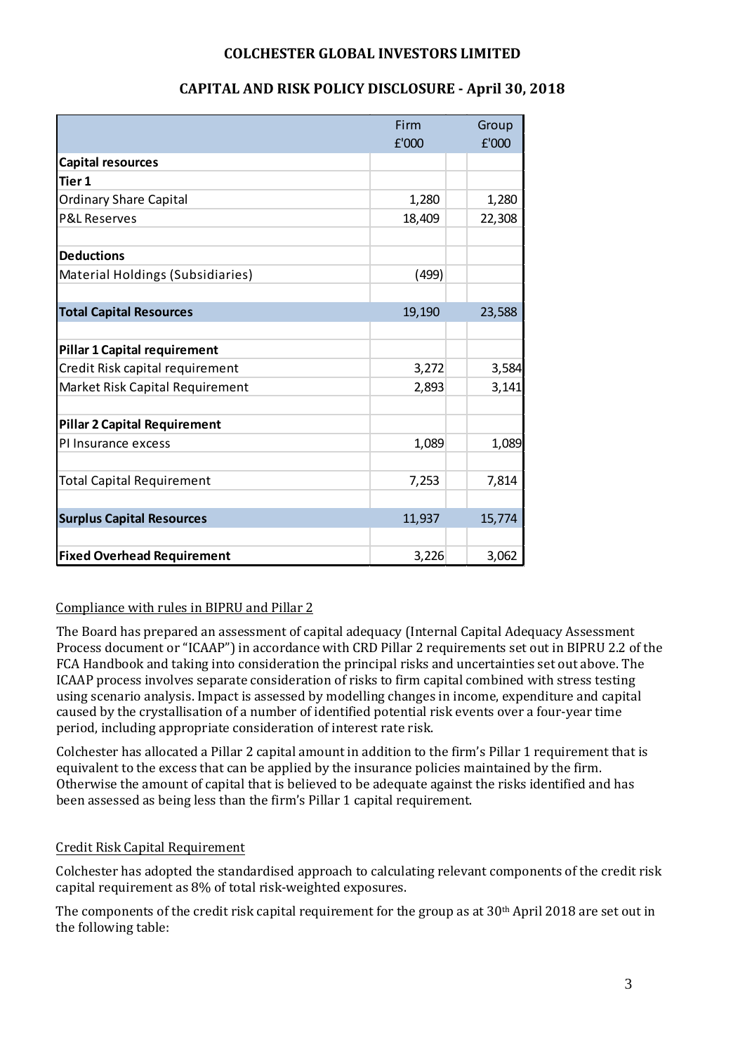# COLCHESTER GLOBAL INVESTORS LIMITED

## CAPITAL AND RISK POLICY DISCLOSURE - April 30, 2018

| | Firm £'000 | Group £'000 |
|---|---|---|
| **Capital resources** | | |
| **Tier 1** | | |
| Ordinary Share Capital | 1,280 | 1,280 |
| P&L Reserves | 18,409 | 22,308 |
| | | |
| **Deductions** | | |
| Material Holdings (Subsidiaries) | (499) | |
| | | |
| **Total Capital Resources** | 19,190 | 23,588 |
| | | |
| **Pillar 1 Capital requirement** | | |
| Credit Risk capital requirement | 3,272 | 3,584 |
| Market Risk Capital Requirement | 2,893 | 3,141 |
| | | |
| **Pillar 2 Capital Requirement** | | |
| PI Insurance excess | 1,089 | 1,089 |
| | | |
| Total Capital Requirement | 7,253 | 7,814 |
| | | |
| **Surplus Capital Resources** | 11,937 | 15,774 |
| | | |
| **Fixed Overhead Requirement** | 3,226 | 3,062 |

### Compliance with rules in BIPRU and Pillar 2

The Board has prepared an assessment of capital adequacy (Internal Capital Adequacy Assessment Process document or "ICAAP") in accordance with CRD Pillar 2 requirements set out in BIPRU 2.2 of the FCA Handbook and taking into consideration the principal risks and uncertainties set out above. The ICAAP process involves separate consideration of risks to firm capital combined with stress testing using scenario analysis. Impact is assessed by modelling changes in income, expenditure and capital caused by the crystallisation of a number of identified potential risk events over a four-year time period, including appropriate consideration of interest rate risk.

Colchester has allocated a Pillar 2 capital amount in addition to the firm's Pillar 1 requirement that is equivalent to the excess that can be applied by the insurance policies maintained by the firm. Otherwise the amount of capital that is believed to be adequate against the risks identified and has been assessed as being less than the firm's Pillar 1 capital requirement.

### Credit Risk Capital Requirement

Colchester has adopted the standardised approach to calculating relevant components of the credit risk capital requirement as 8% of total risk-weighted exposures.

The components of the credit risk capital requirement for the group as at 30th April 2018 are set out in the following table: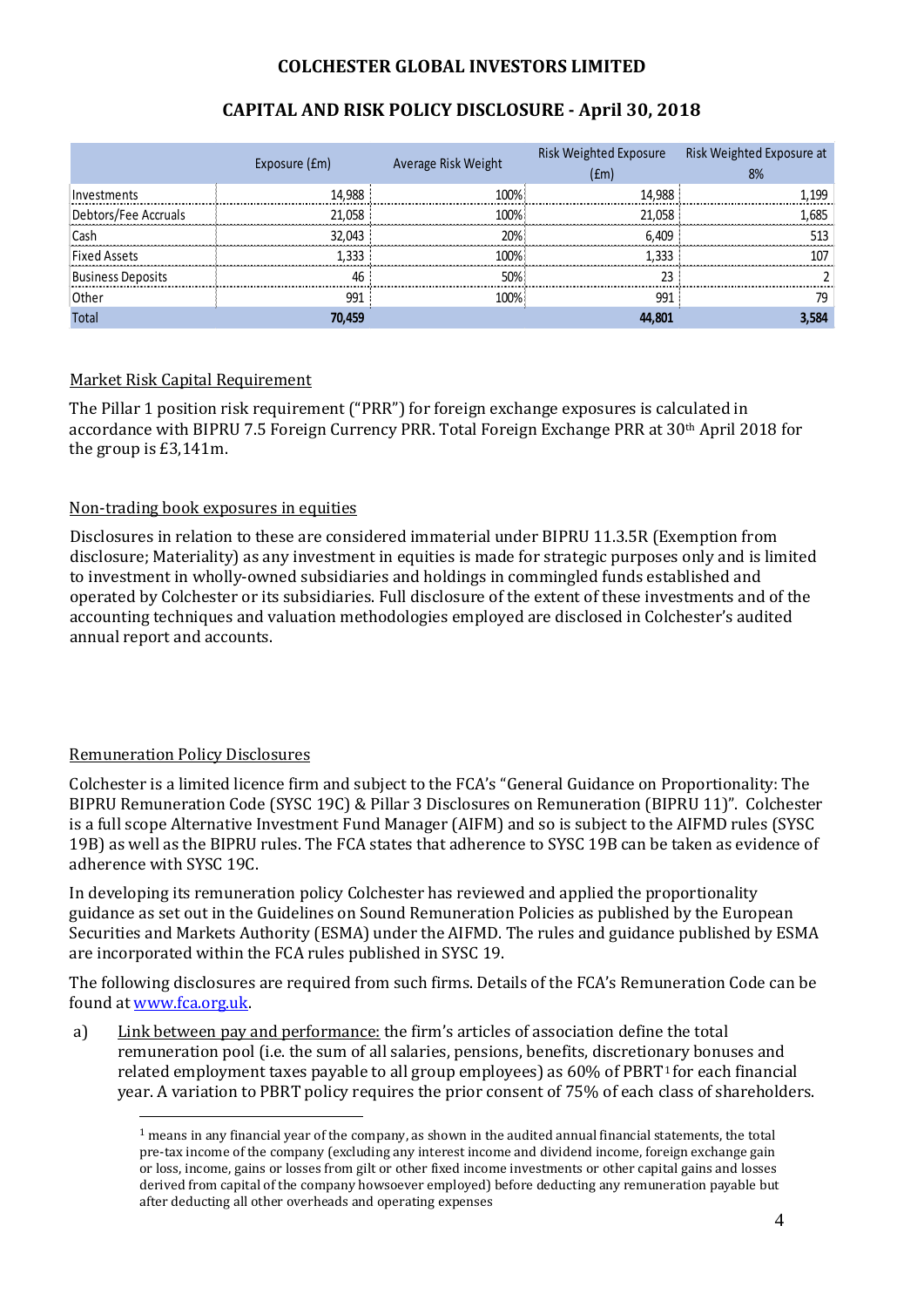# COLCHESTER GLOBAL INVESTORS LIMITED

## CAPITAL AND RISK POLICY DISCLOSURE - April 30, 2018

| | Exposure (£m) | Average Risk Weight | Risk Weighted Exposure (£m) | Risk Weighted Exposure at 8% |
|---|---|---|---|---|
| Investments | 14,988 | 100% | 14,988 | 1,199 |
| Debtors/Fee Accruals | 21,058 | 100% | 21,058 | 1,685 |
| Cash | 32,043 | 20% | 6,409 | 513 |
| Fixed Assets | 1,333 | 100% | 1,333 | 107 |
| Business Deposits | 46 | 50% | 23 | 2 |
| Other | 991 | 100% | 991 | 79 |
| Total | 70,459 | | 44,801 | 3,584 |

Market Risk Capital Requirement

The Pillar 1 position risk requirement ("PRR") for foreign exchange exposures is calculated in accordance with BIPRU 7.5 Foreign Currency PRR. Total Foreign Exchange PRR at 30th April 2018 for the group is £3,141m.

Non-trading book exposures in equities

Disclosures in relation to these are considered immaterial under BIPRU 11.3.5R (Exemption from disclosure; Materiality) as any investment in equities is made for strategic purposes only and is limited to investment in wholly-owned subsidiaries and holdings in commingled funds established and operated by Colchester or its subsidiaries. Full disclosure of the extent of these investments and of the accounting techniques and valuation methodologies employed are disclosed in Colchester's audited annual report and accounts.

Remuneration Policy Disclosures

Colchester is a limited licence firm and subject to the FCA's "General Guidance on Proportionality: The BIPRU Remuneration Code (SYSC 19C) & Pillar 3 Disclosures on Remuneration (BIPRU 11)". Colchester is a full scope Alternative Investment Fund Manager (AIFM) and so is subject to the AIFMD rules (SYSC 19B) as well as the BIPRU rules. The FCA states that adherence to SYSC 19B can be taken as evidence of adherence with SYSC 19C.

In developing its remuneration policy Colchester has reviewed and applied the proportionality guidance as set out in the Guidelines on Sound Remuneration Policies as published by the European Securities and Markets Authority (ESMA) under the AIFMD. The rules and guidance published by ESMA are incorporated within the FCA rules published in SYSC 19.

The following disclosures are required from such firms. Details of the FCA's Remuneration Code can be found at www.fca.org.uk.

a) Link between pay and performance: the firm's articles of association define the total remuneration pool (i.e. the sum of all salaries, pensions, benefits, discretionary bonuses and related employment taxes payable to all group employees) as 60% of PBRT[1] for each financial year. A variation to PBRT policy requires the prior consent of 75% of each class of shareholders.

[1] means in any financial year of the company, as shown in the audited annual financial statements, the total pre-tax income of the company (excluding any interest income and dividend income, foreign exchange gain or loss, income, gains or losses from gilt or other fixed income investments or other capital gains and losses derived from capital of the company howsoever employed) before deducting any remuneration payable but after deducting all other overheads and operating expenses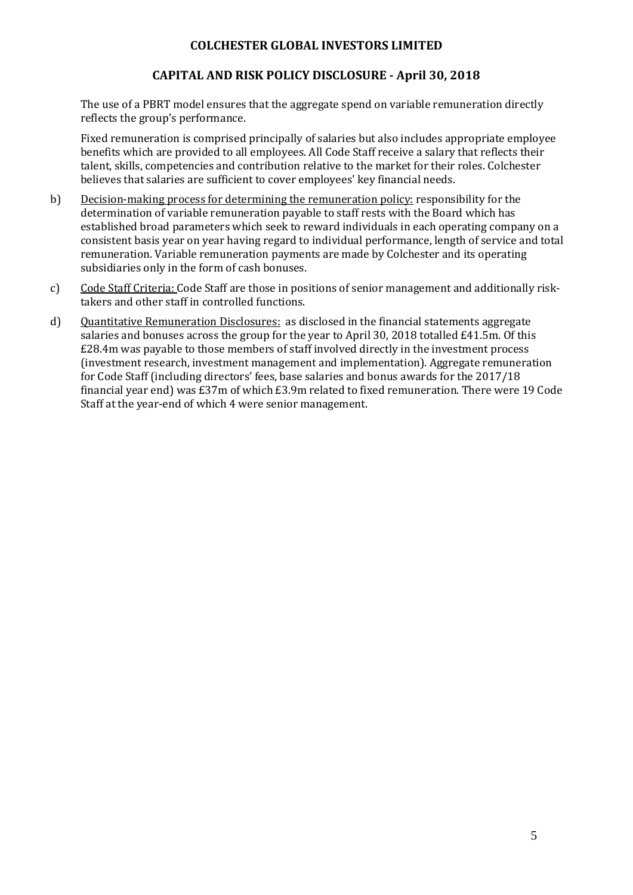The use of a PBRT model ensures that the aggregate spend on variable remuneration directly reflects the group's performance.

Fixed remuneration is comprised principally of salaries but also includes appropriate employee benefits which are provided to all employees. All Code Staff receive a salary that reflects their talent, skills, competencies and contribution relative to the market for their roles. Colchester believes that salaries are sufficient to cover employees' key financial needs.

b) Decision-making process for determining the remuneration policy: responsibility for the determination of variable remuneration payable to staff rests with the Board which has established broad parameters which seek to reward individuals in each operating company on a consistent basis year on year having regard to individual performance, length of service and total remuneration. Variable remuneration payments are made by Colchester and its operating subsidiaries only in the form of cash bonuses.

c) Code Staff Criteria: Code Staff are those in positions of senior management and additionally risk-takers and other staff in controlled functions.

d) Quantitative Remuneration Disclosures: as disclosed in the financial statements aggregate salaries and bonuses across the group for the year to April 30, 2018 totalled £41.5m. Of this £28.4m was payable to those members of staff involved directly in the investment process (investment research, investment management and implementation). Aggregate remuneration for Code Staff (including directors' fees, base salaries and bonus awards for the 2017/18 financial year end) was £37m of which £3.9m related to fixed remuneration. There were 19 Code Staff at the year-end of which 4 were senior management.